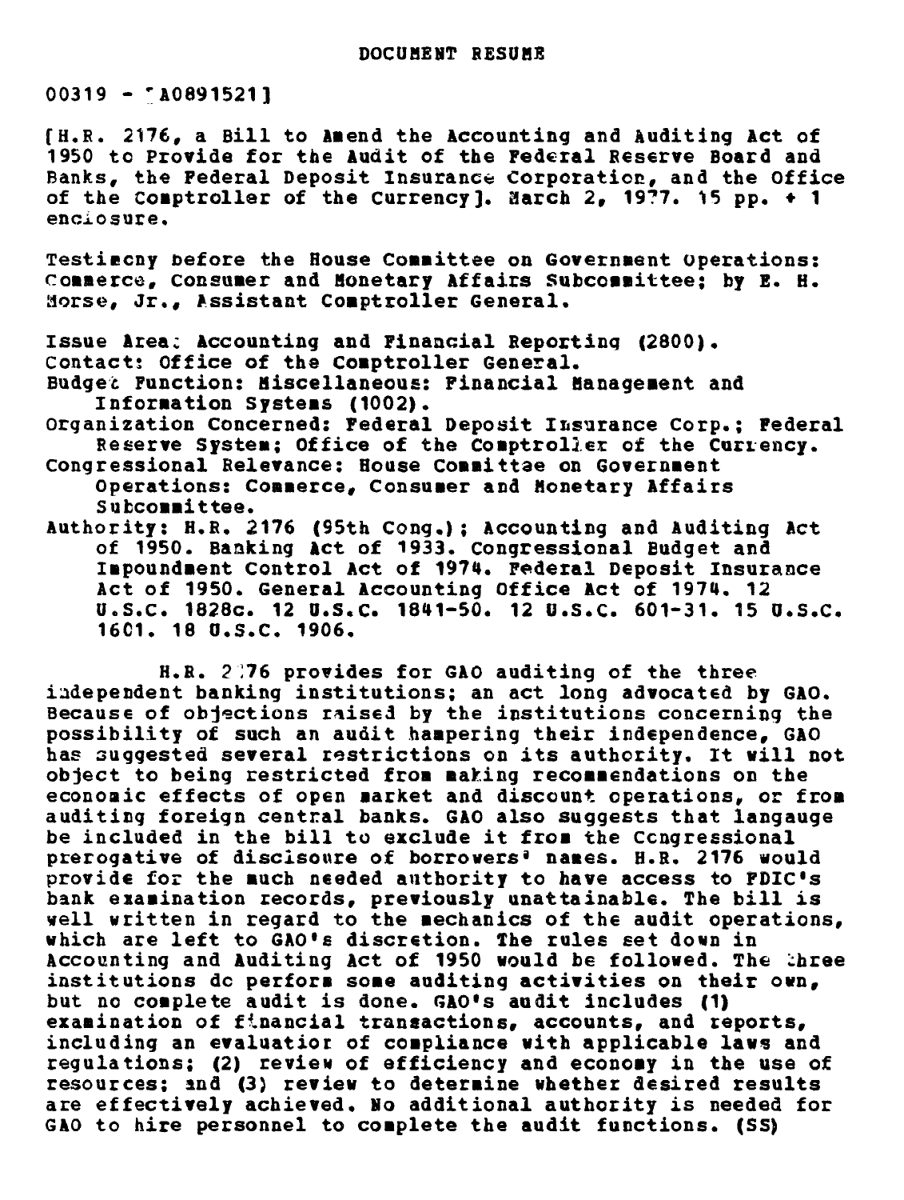# DOCUMENT RESUME

00319 - [A0891521]

[H.R. 2176, a Bill to Amend the Accounting and Auditing Act of 1950 to Provide for the Audit of the Federal Reserve Board and Banks, the Federal Deposit Insurance Corporation, and the Office of the Comptroller of the Currency]. March 2, 1977. 15 pp. + 1 enclosure.

Testimony before the House Committee on Government Operations: Commerce, Consumer and Monetary Affairs Subcommittee; by E. H. Morse, Jr., Assistant Comptroller General.

Issue Area: Accounting and Financial Reporting (2800).
Contact: Office of the Comptroller General.
Budget Function: Miscellaneous: Financial Management and Information Systems (1002).
Organization Concerned: Federal Deposit Insurance Corp.; Federal Reserve System; Office of the Comptroller of the Currency.
Congressional Relevance: House Committee on Government Operations: Commerce, Consumer and Monetary Affairs Subcommittee.
Authority: H.R. 2176 (95th Cong.); Accounting and Auditing Act of 1950. Banking Act of 1933. Congressional Budget and Impoundment Control Act of 1974. Federal Deposit Insurance Act of 1950. General Accounting Office Act of 1974. 12 U.S.C. 1828c. 12 U.S.C. 1841-50. 12 U.S.C. 601-31. 15 U.S.C. 1601. 18 U.S.C. 1906.

H.R. 2176 provides for GAO auditing of the three independent banking institutions; an act long advocated by GAO. Because of objections raised by the institutions concerning the possibility of such an audit hampering their independence, GAO has suggested several restrictions on its authority. It will not object to being restricted from making recommendations on the economic effects of open market and discount operations, or from auditing foreign central banks. GAO also suggests that langauge be included in the bill to exclude it from the Congressional prerogative of discisoure of borrowers' names. H.R. 2176 would provide for the much needed authority to have access to FDIC's bank examination records, previously unattainable. The bill is well written in regard to the mechanics of the audit operations, which are left to GAO's discretion. The rules set down in Accounting and Auditing Act of 1950 would be followed. The three institutions do perform some auditing activities on their own, but no complete audit is done. GAO's audit includes (1) examination of financial transactions, accounts, and reports, including an evaluation of compliance with applicable laws and regulations; (2) review of efficiency and economy in the use of resources; and (3) review to determine whether desired results are effectively achieved. No additional authority is needed for GAO to hire personnel to complete the audit functions. (SS)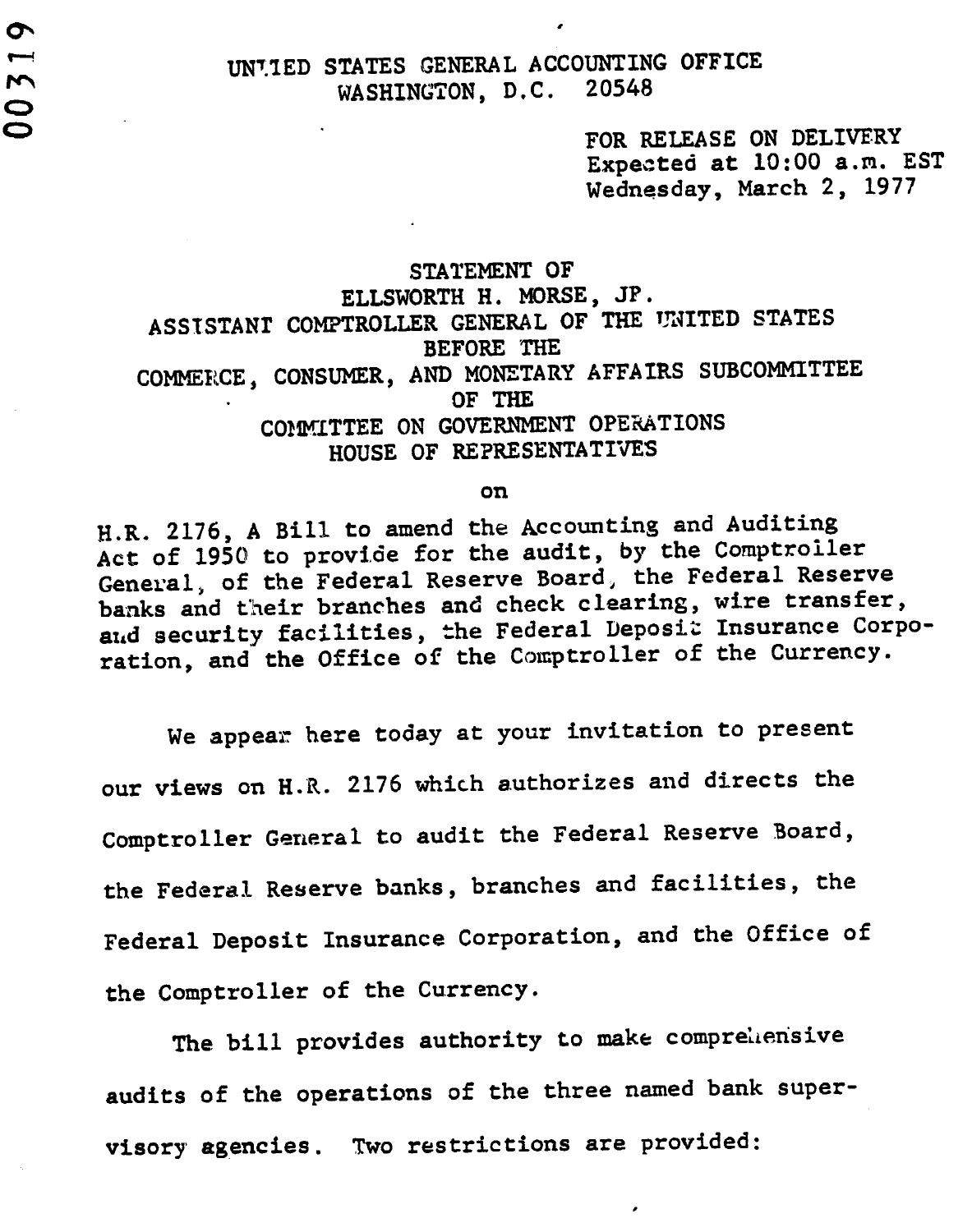UNITED STATES GENERAL ACCOUNTING OFFICE
WASHINGTON, D.C. 20548

FOR RELEASE ON DELIVERY
Expected at 10:00 a.m. EST
Wednesday, March 2, 1977

STATEMENT OF
ELLSWORTH H. MORSE, JR.
ASSISTANT COMPTROLLER GENERAL OF THE UNITED STATES
BEFORE THE
COMMERCE, CONSUMER, AND MONETARY AFFAIRS SUBCOMMITTEE
OF THE
COMMITTEE ON GOVERNMENT OPERATIONS
HOUSE OF REPRESENTATIVES

on

H.R. 2176, A Bill to amend the Accounting and Auditing Act of 1950 to provide for the audit, by the Comptroller General, of the Federal Reserve Board, the Federal Reserve banks and their branches and check clearing, wire transfer, and security facilities, the Federal Deposit Insurance Corporation, and the Office of the Comptroller of the Currency.

We appear here today at your invitation to present our views on H.R. 2176 which authorizes and directs the Comptroller General to audit the Federal Reserve Board, the Federal Reserve banks, branches and facilities, the Federal Deposit Insurance Corporation, and the Office of the Comptroller of the Currency.

The bill provides authority to make comprehensive audits of the operations of the three named bank supervisory agencies. Two restrictions are provided: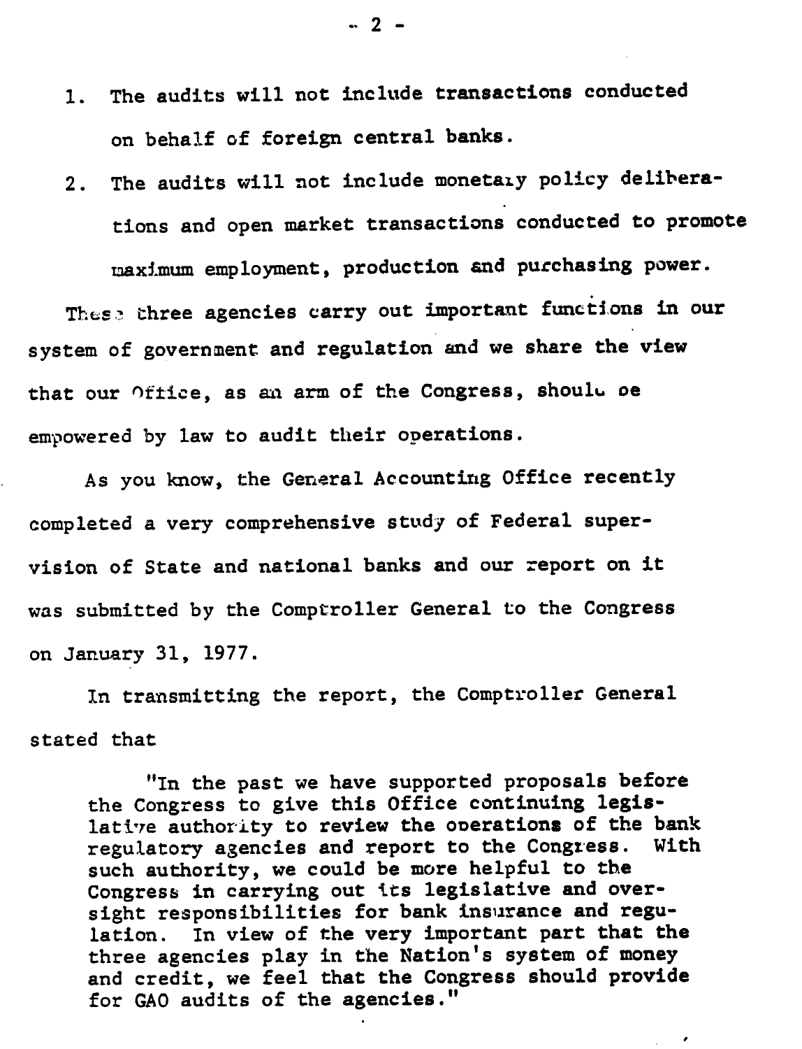1. The audits will not include transactions conducted on behalf of foreign central banks.
2. The audits will not include monetary policy deliberations and open market transactions conducted to promote maximum employment, production and purchasing power.

These three agencies carry out important functions in our system of government and regulation and we share the view that our Office, as an arm of the Congress, should be empowered by law to audit their operations.

As you know, the General Accounting Office recently completed a very comprehensive study of Federal supervision of State and national banks and our report on it was submitted by the Comptroller General to the Congress on January 31, 1977.

In transmitting the report, the Comptroller General stated that

> "In the past we have supported proposals before the Congress to give this Office continuing legislative authority to review the operations of the bank regulatory agencies and report to the Congress. With such authority, we could be more helpful to the Congress in carrying out its legislative and oversight responsibilities for bank insurance and regulation. In view of the very important part that the three agencies play in the Nation's system of money and credit, we feel that the Congress should provide for GAO audits of the agencies."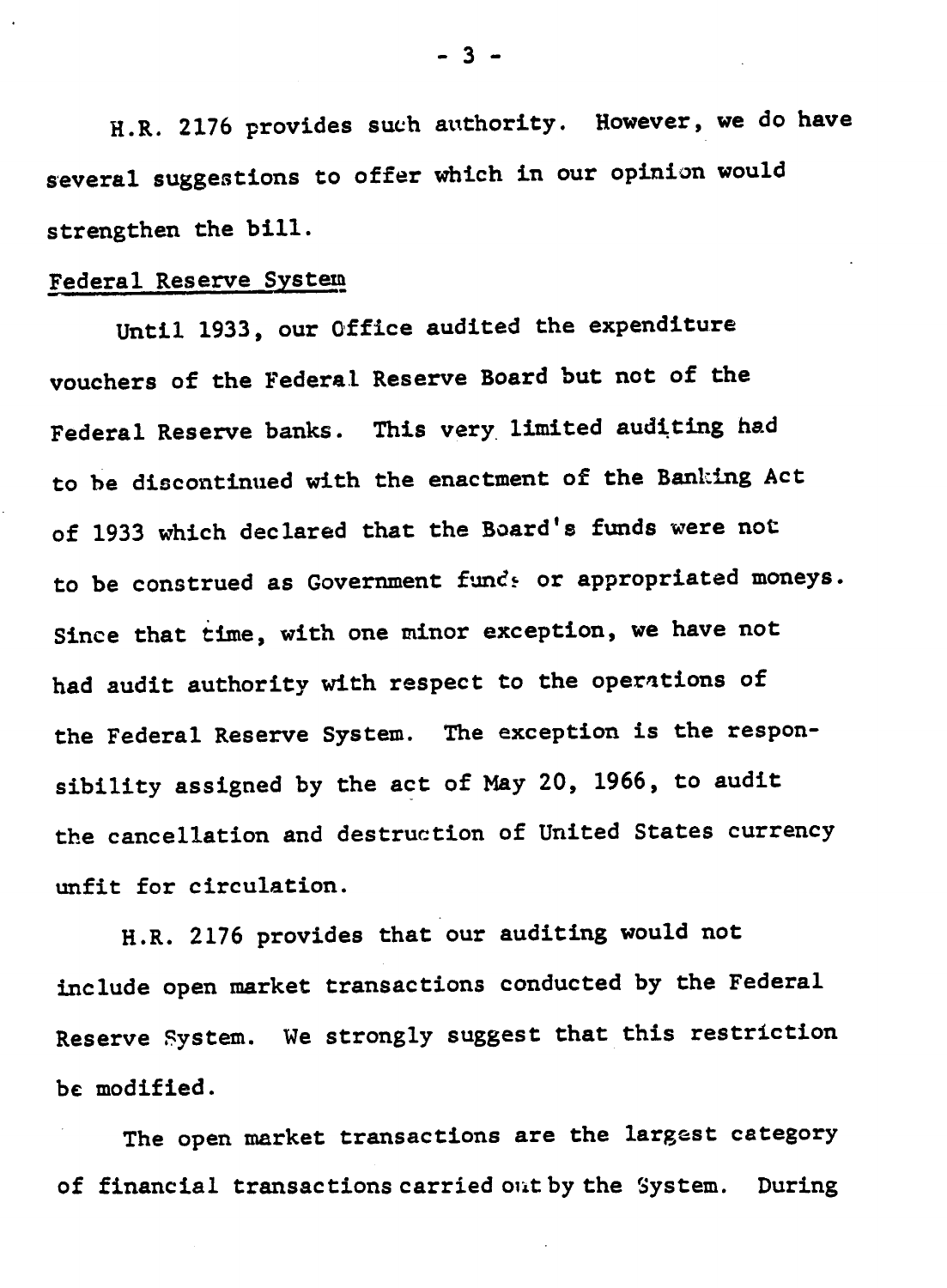H.R. 2176 provides such authority. However, we do have several suggestions to offer which in our opinion would strengthen the bill.

## Federal Reserve System

Until 1933, our Office audited the expenditure vouchers of the Federal Reserve Board but not of the Federal Reserve banks. This very limited auditing had to be discontinued with the enactment of the Banking Act of 1933 which declared that the Board's funds were not to be construed as Government funds or appropriated moneys. Since that time, with one minor exception, we have not had audit authority with respect to the operations of the Federal Reserve System. The exception is the responsibility assigned by the act of May 20, 1966, to audit the cancellation and destruction of United States currency unfit for circulation.

H.R. 2176 provides that our auditing would not include open market transactions conducted by the Federal Reserve System. We strongly suggest that this restriction be modified.

The open market transactions are the largest category of financial transactions carried out by the System. During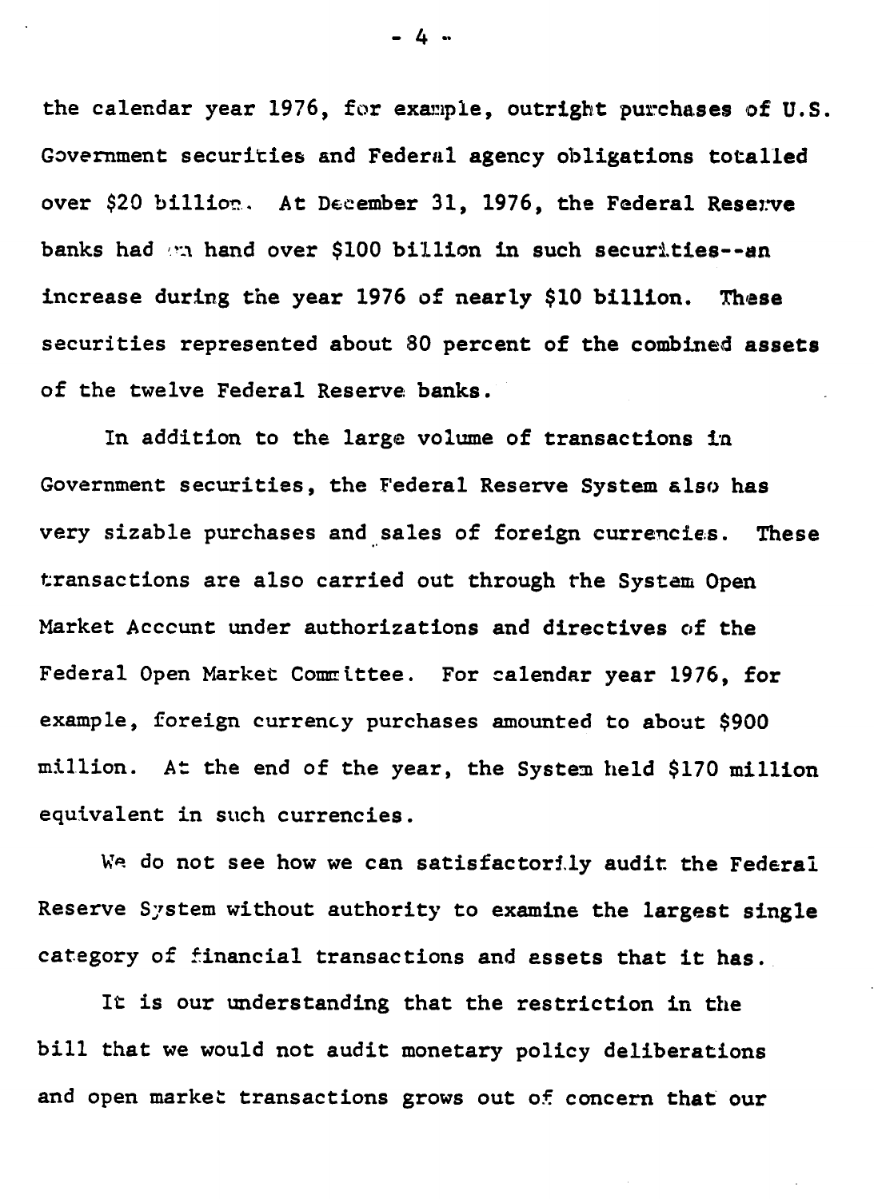the calendar year 1976, for example, outright purchases of U.S. Government securities and Federal agency obligations totalled over $20 billion. At December 31, 1976, the Federal Reserve banks had on hand over $100 billion in such securities--an increase during the year 1976 of nearly $10 billion. These securities represented about 80 percent of the combined assets of the twelve Federal Reserve banks.

In addition to the large volume of transactions in Government securities, the Federal Reserve System also has very sizable purchases and sales of foreign currencies. These transactions are also carried out through the System Open Market Account under authorizations and directives of the Federal Open Market Committee. For calendar year 1976, for example, foreign currency purchases amounted to about $900 million. At the end of the year, the System held $170 million equivalent in such currencies.

We do not see how we can satisfactorily audit the Federal Reserve System without authority to examine the largest single category of financial transactions and assets that it has.

It is our understanding that the restriction in the bill that we would not audit monetary policy deliberations and open market transactions grows out of concern that our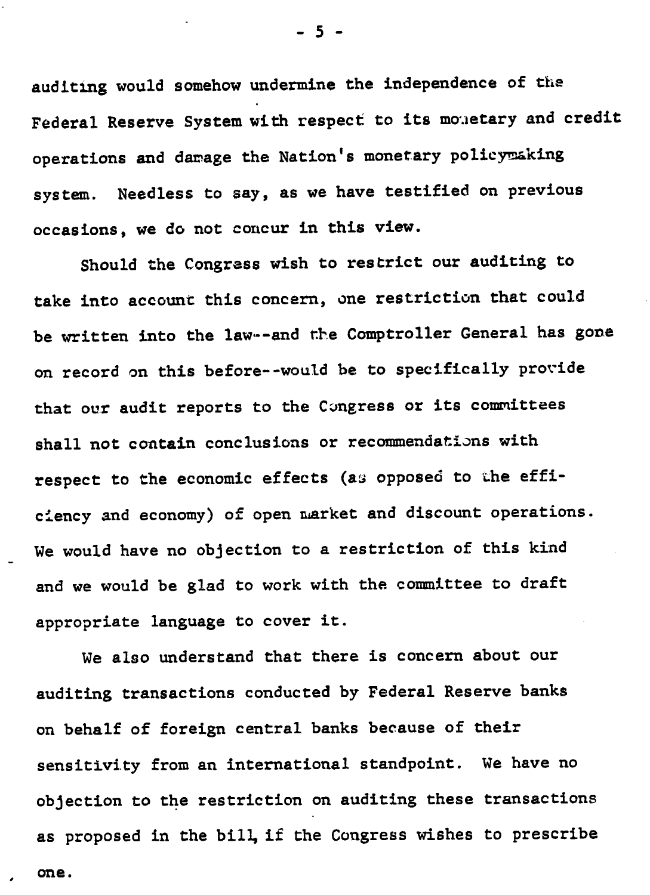auditing would somehow undermine the independence of the Federal Reserve System with respect to its monetary and credit operations and damage the Nation's monetary policymaking system. Needless to say, as we have testified on previous occasions, we do not concur in this view.

Should the Congress wish to restrict our auditing to take into account this concern, one restriction that could be written into the law--and the Comptroller General has gone on record on this before--would be to specifically provide that our audit reports to the Congress or its committees shall not contain conclusions or recommendations with respect to the economic effects (as opposed to the efficiency and economy) of open market and discount operations. We would have no objection to a restriction of this kind and we would be glad to work with the committee to draft appropriate language to cover it.

We also understand that there is concern about our auditing transactions conducted by Federal Reserve banks on behalf of foreign central banks because of their sensitivity from an international standpoint. We have no objection to the restriction on auditing these transactions as proposed in the bill, if the Congress wishes to prescribe one.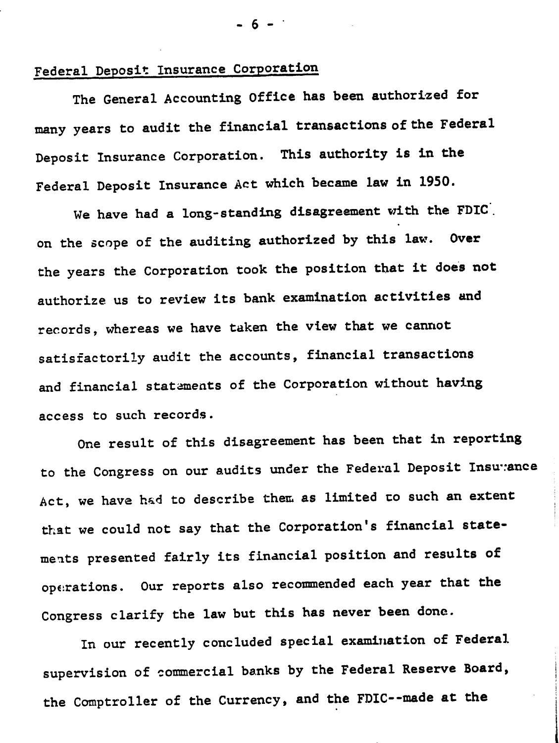Federal Deposit Insurance Corporation

The General Accounting Office has been authorized for many years to audit the financial transactions of the Federal Deposit Insurance Corporation. This authority is in the Federal Deposit Insurance Act which became law in 1950.

We have had a long-standing disagreement with the FDIC on the scope of the auditing authorized by this law. Over the years the Corporation took the position that it does not authorize us to review its bank examination activities and records, whereas we have taken the view that we cannot satisfactorily audit the accounts, financial transactions and financial statements of the Corporation without having access to such records.

One result of this disagreement has been that in reporting to the Congress on our audits under the Federal Deposit Insurance Act, we have had to describe them as limited to such an extent that we could not say that the Corporation's financial statements presented fairly its financial position and results of operations. Our reports also recommended each year that the Congress clarify the law but this has never been done.

In our recently concluded special examination of Federal supervision of commercial banks by the Federal Reserve Board, the Comptroller of the Currency, and the FDIC--made at the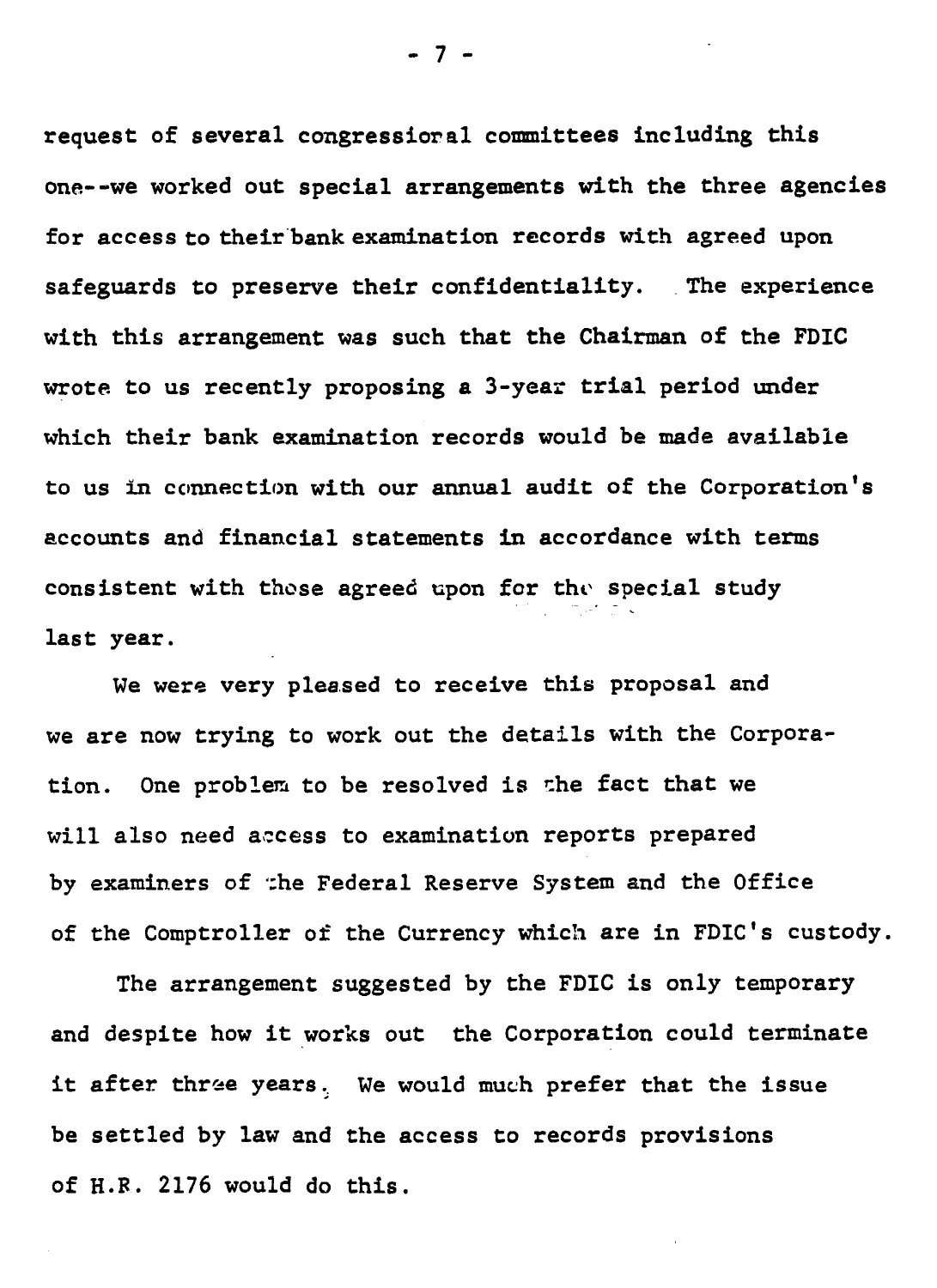request of several congressional committees including this one--we worked out special arrangements with the three agencies for access to their bank examination records with agreed upon safeguards to preserve their confidentiality. The experience with this arrangement was such that the Chairman of the FDIC wrote to us recently proposing a 3-year trial period under which their bank examination records would be made available to us in connection with our annual audit of the Corporation's accounts and financial statements in accordance with terms consistent with those agreed upon for the special study last year.

We were very pleased to receive this proposal and we are now trying to work out the details with the Corporation. One problem to be resolved is the fact that we will also need access to examination reports prepared by examiners of the Federal Reserve System and the Office of the Comptroller of the Currency which are in FDIC's custody.

The arrangement suggested by the FDIC is only temporary and despite how it works out the Corporation could terminate it after three years. We would much prefer that the issue be settled by law and the access to records provisions of H.R. 2176 would do this.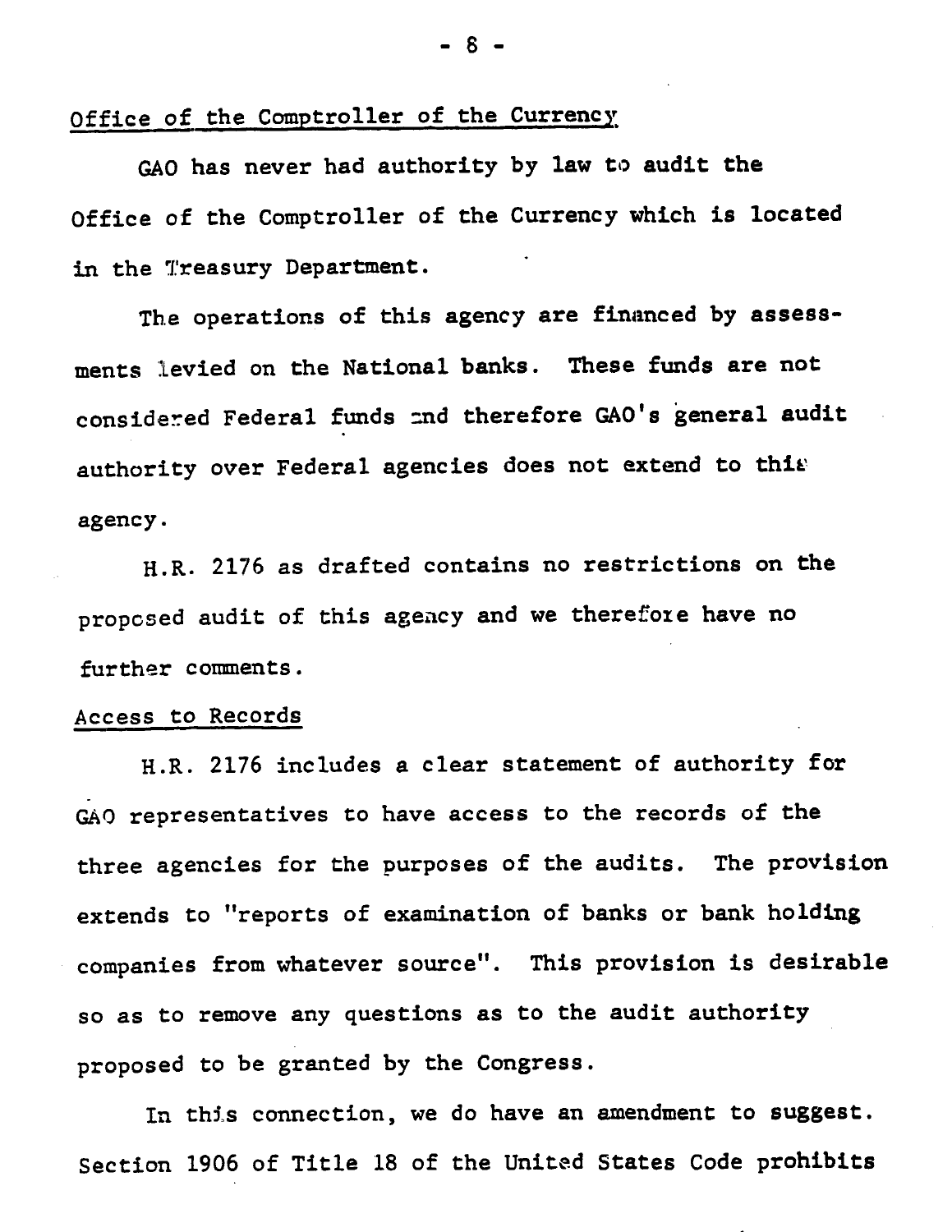## Office of the Comptroller of the Currency

GAO has never had authority by law to audit the Office of the Comptroller of the Currency which is located in the Treasury Department.

The operations of this agency are financed by assessments levied on the National banks. These funds are not considered Federal funds and therefore GAO's general audit authority over Federal agencies does not extend to this agency.

H.R. 2176 as drafted contains no restrictions on the proposed audit of this agency and we therefore have no further comments.

## Access to Records

H.R. 2176 includes a clear statement of authority for GAO representatives to have access to the records of the three agencies for the purposes of the audits. The provision extends to "reports of examination of banks or bank holding companies from whatever source". This provision is desirable so as to remove any questions as to the audit authority proposed to be granted by the Congress.

In this connection, we do have an amendment to suggest. Section 1906 of Title 18 of the United States Code prohibits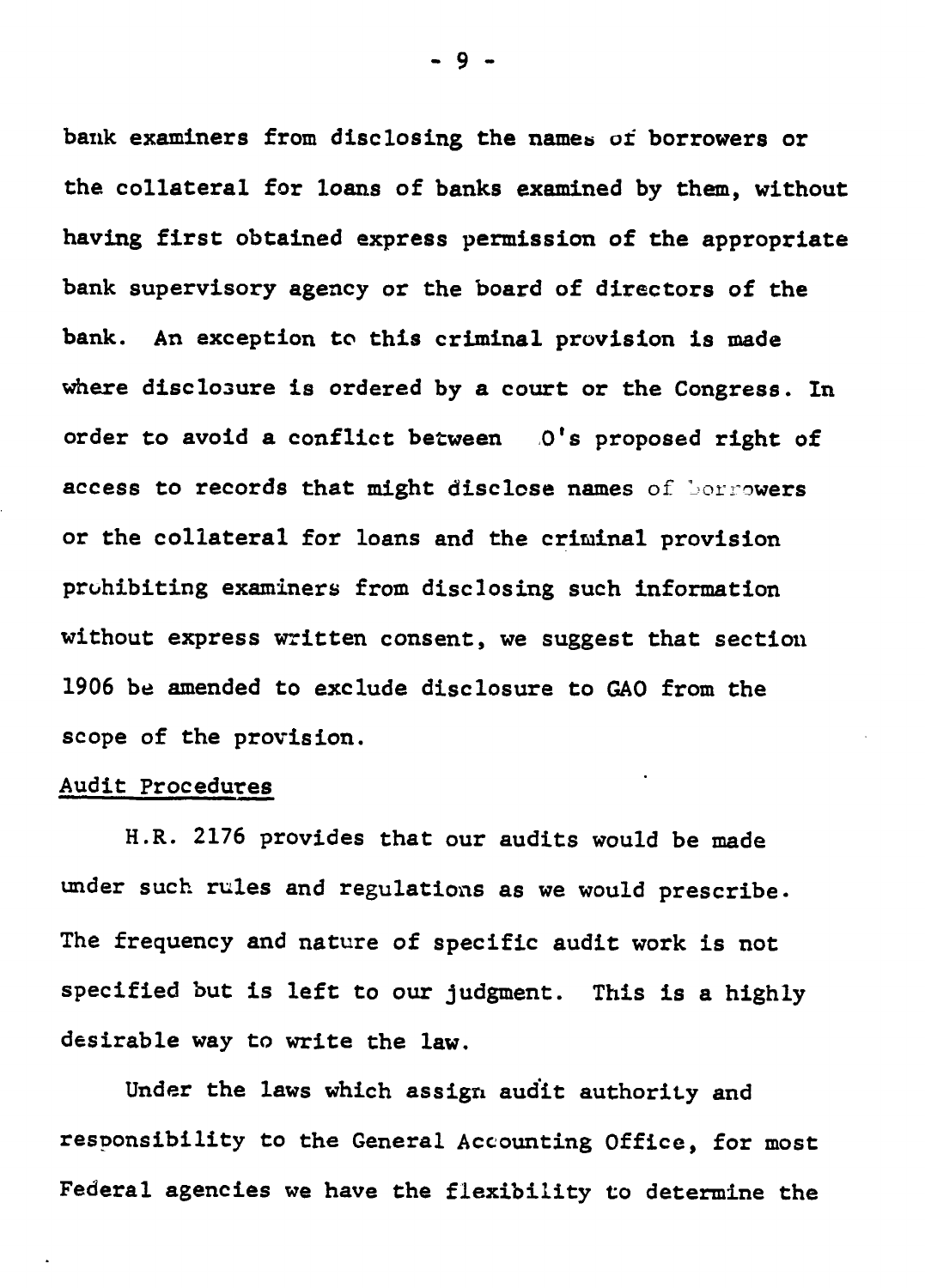bank examiners from disclosing the names of borrowers or the collateral for loans of banks examined by them, without having first obtained express permission of the appropriate bank supervisory agency or the board of directors of the bank. An exception to this criminal provision is made where disclosure is ordered by a court or the Congress. In order to avoid a conflict between O's proposed right of access to records that might disclose names of borrowers or the collateral for loans and the criminal provision prohibiting examiners from disclosing such information without express written consent, we suggest that section 1906 be amended to exclude disclosure to GAO from the scope of the provision.

Audit Procedures

H.R. 2176 provides that our audits would be made under such rules and regulations as we would prescribe. The frequency and nature of specific audit work is not specified but is left to our judgment. This is a highly desirable way to write the law.

Under the laws which assign audit authority and responsibility to the General Accounting Office, for most Federal agencies we have the flexibility to determine the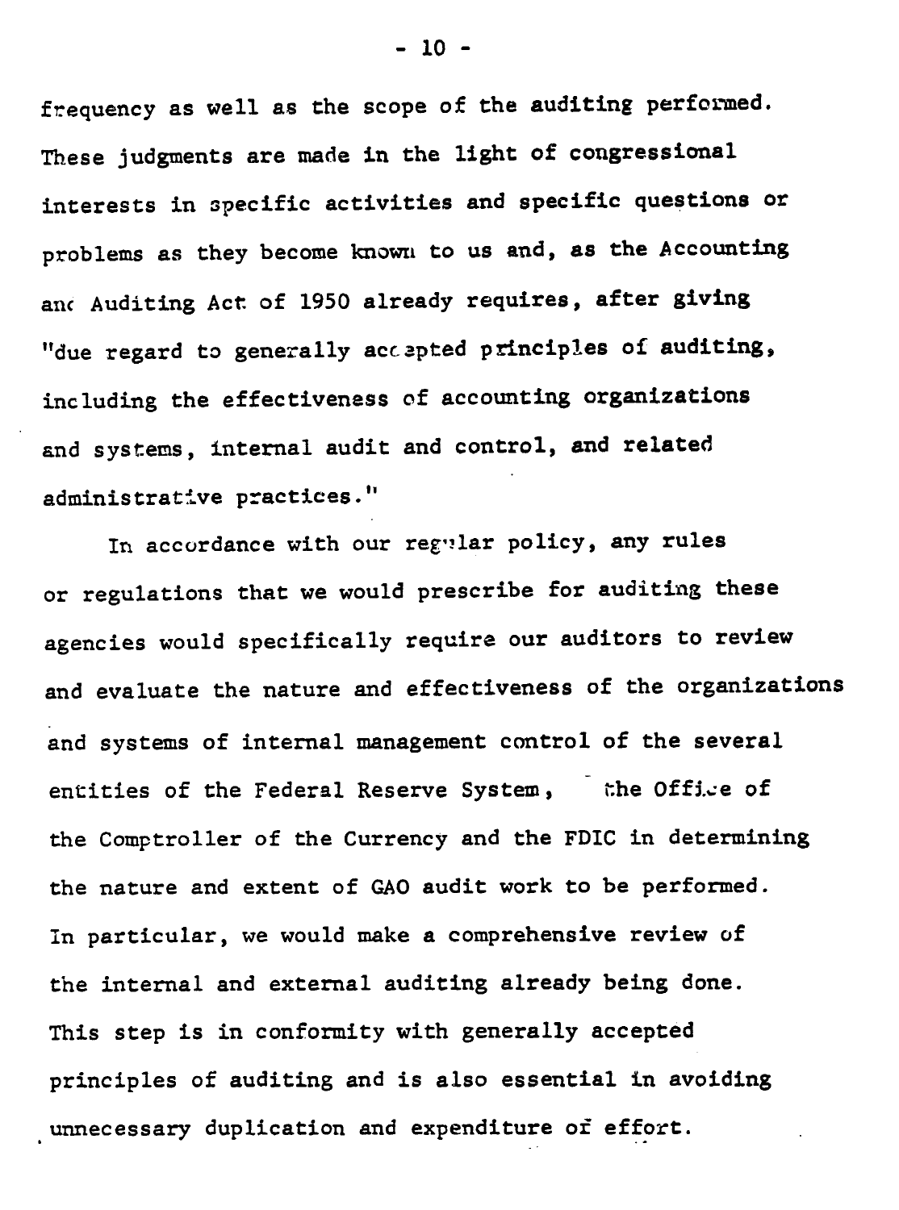frequency as well as the scope of the auditing performed. These judgments are made in the light of congressional interests in specific activities and specific questions or problems as they become known to us and, as the Accounting and Auditing Act of 1950 already requires, after giving "due regard to generally accepted principles of auditing, including the effectiveness of accounting organizations and systems, internal audit and control, and related administrative practices."

In accordance with our regular policy, any rules or regulations that we would prescribe for auditing these agencies would specifically require our auditors to review and evaluate the nature and effectiveness of the organizations and systems of internal management control of the several entities of the Federal Reserve System, the Office of the Comptroller of the Currency and the FDIC in determining the nature and extent of GAO audit work to be performed. In particular, we would make a comprehensive review of the internal and external auditing already being done. This step is in conformity with generally accepted principles of auditing and is also essential in avoiding unnecessary duplication and expenditure of effort.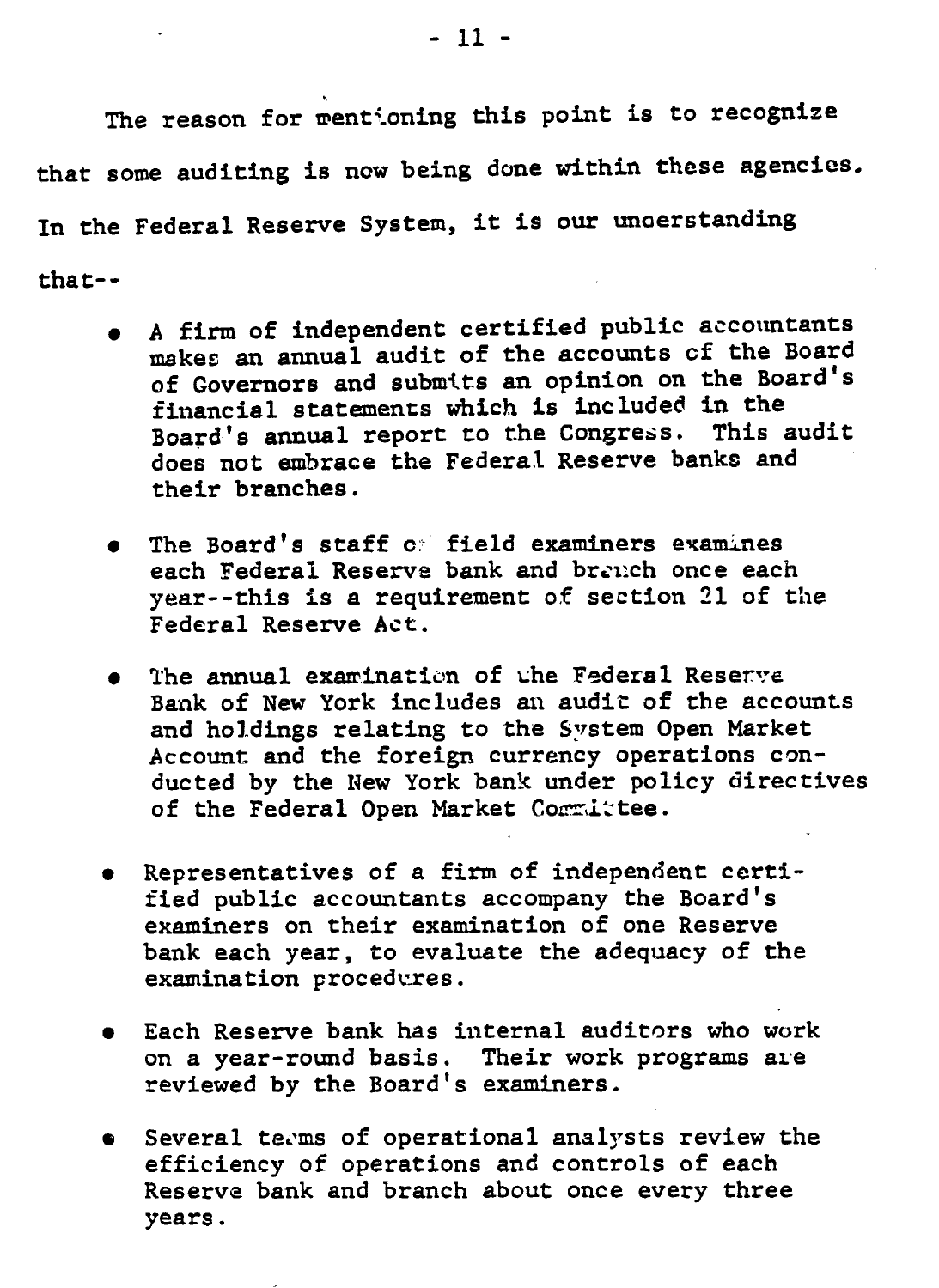The reason for mentioning this point is to recognize that some auditing is now being done within these agencies. In the Federal Reserve System, it is our understanding that--

- A firm of independent certified public accountants makes an annual audit of the accounts of the Board of Governors and submits an opinion on the Board's financial statements which is included in the Board's annual report to the Congress. This audit does not embrace the Federal Reserve banks and their branches.

- The Board's staff of field examiners examines each Federal Reserve bank and branch once each year--this is a requirement of section 21 of the Federal Reserve Act.

- The annual examination of the Federal Reserve Bank of New York includes an audit of the accounts and holdings relating to the System Open Market Account and the foreign currency operations conducted by the New York bank under policy directives of the Federal Open Market Committee.

- Representatives of a firm of independent certified public accountants accompany the Board's examiners on their examination of one Reserve bank each year, to evaluate the adequacy of the examination procedures.

- Each Reserve bank has internal auditors who work on a year-round basis. Their work programs are reviewed by the Board's examiners.

- Several teams of operational analysts review the efficiency of operations and controls of each Reserve bank and branch about once every three years.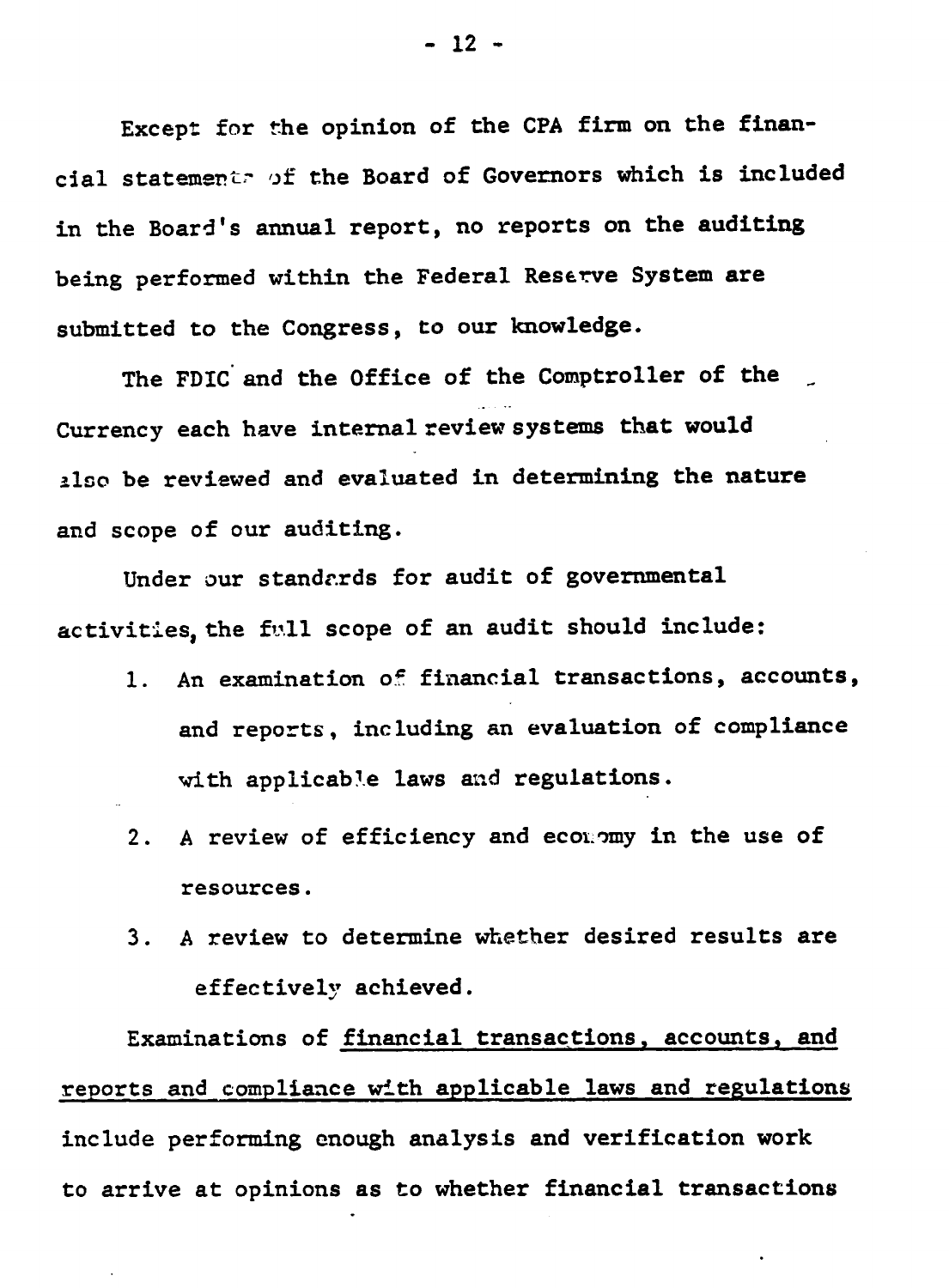Except for the opinion of the CPA firm on the financial statements of the Board of Governors which is included in the Board's annual report, no reports on the auditing being performed within the Federal Reserve System are submitted to the Congress, to our knowledge.

The FDIC and the Office of the Comptroller of the Currency each have internal review systems that would also be reviewed and evaluated in determining the nature and scope of our auditing.

Under our standards for audit of governmental activities, the full scope of an audit should include:

1. An examination of financial transactions, accounts, and reports, including an evaluation of compliance with applicable laws and regulations.
2. A review of efficiency and economy in the use of resources.
3. A review to determine whether desired results are effectively achieved.

Examinations of <u>financial transactions, accounts, and reports and compliance with applicable laws and regulations</u> include performing enough analysis and verification work to arrive at opinions as to whether financial transactions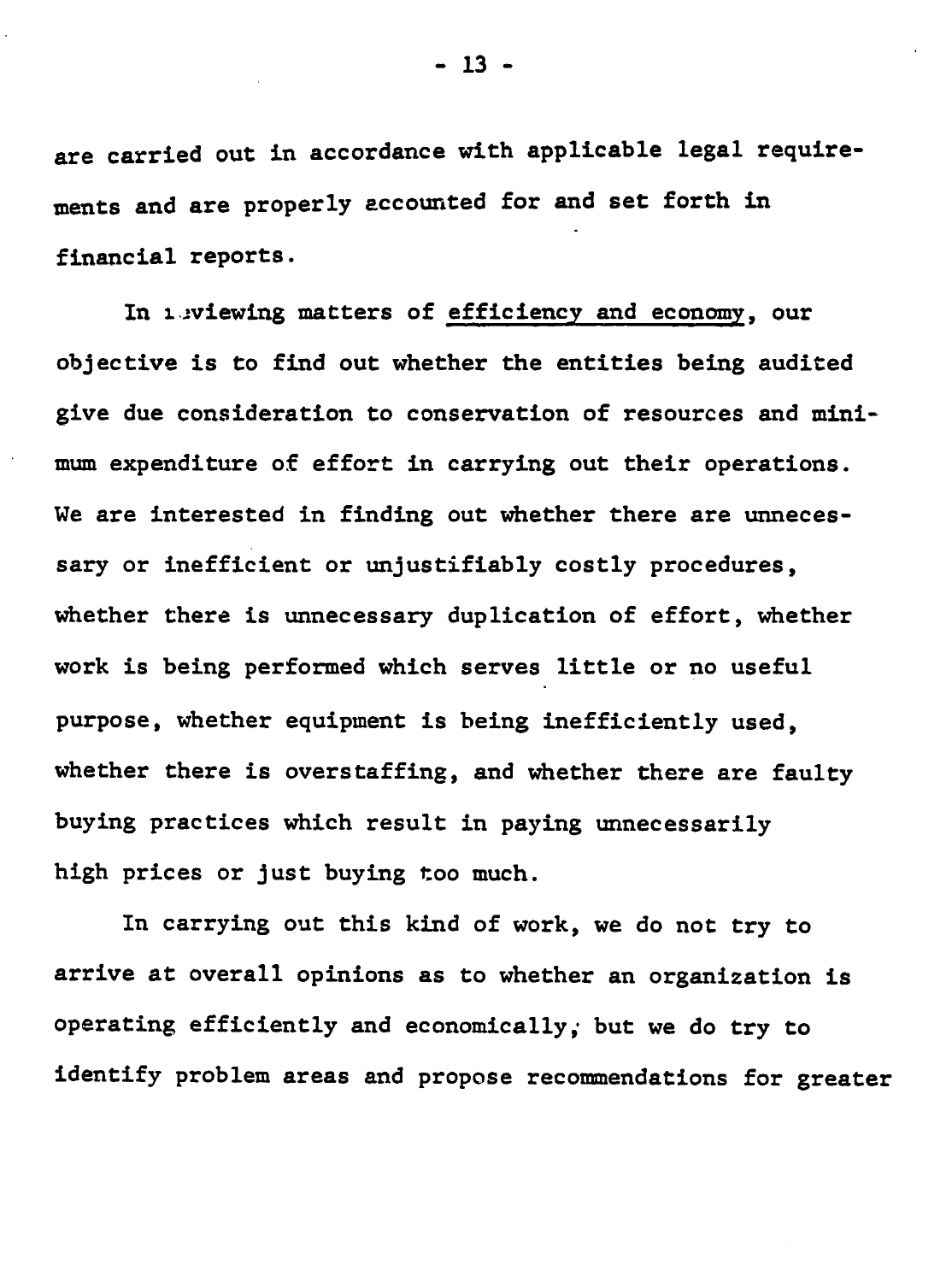are carried out in accordance with applicable legal requirements and are properly accounted for and set forth in financial reports.

In reviewing matters of <u>efficiency and economy</u>, our objective is to find out whether the entities being audited give due consideration to conservation of resources and minimum expenditure of effort in carrying out their operations. We are interested in finding out whether there are unnecessary or inefficient or unjustifiably costly procedures, whether there is unnecessary duplication of effort, whether work is being performed which serves little or no useful purpose, whether equipment is being inefficiently used, whether there is overstaffing, and whether there are faulty buying practices which result in paying unnecessarily high prices or just buying too much.

In carrying out this kind of work, we do not try to arrive at overall opinions as to whether an organization is operating efficiently and economically, but we do try to identify problem areas and propose recommendations for greater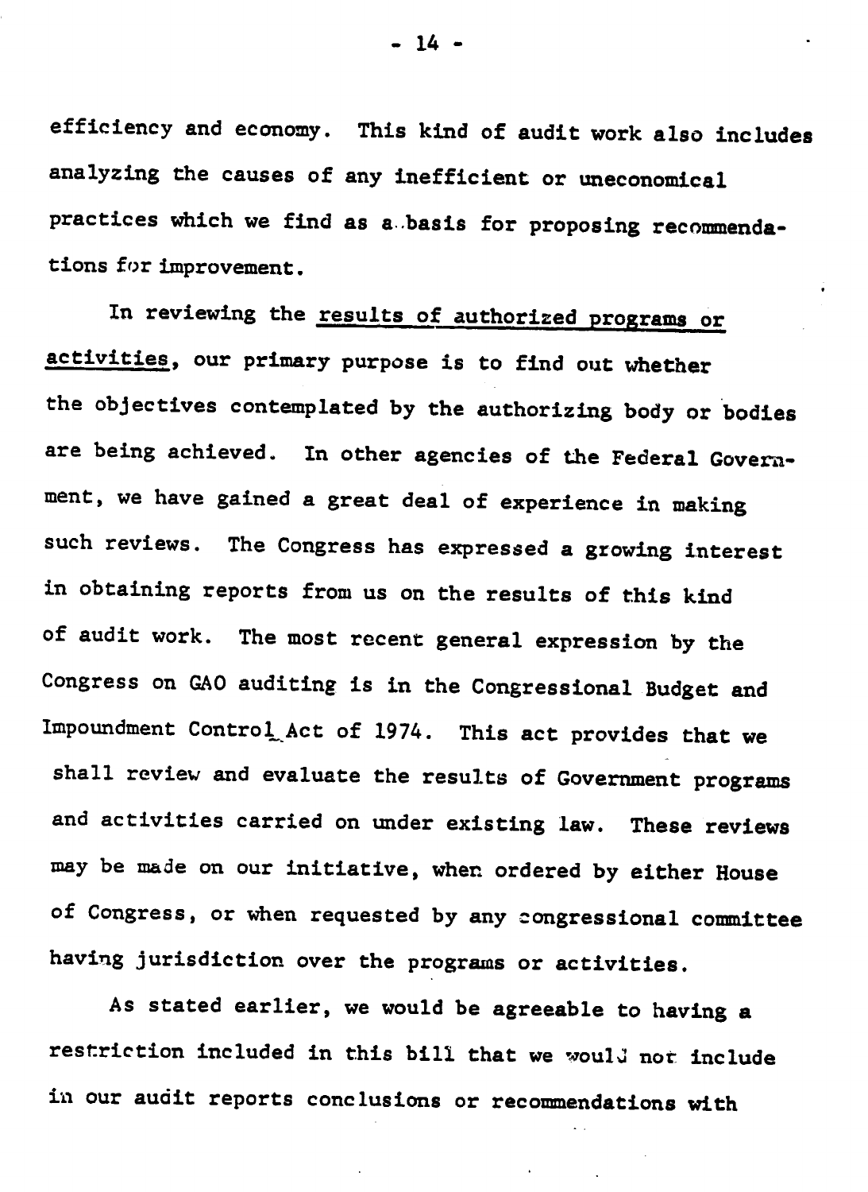efficiency and economy. This kind of audit work also includes analyzing the causes of any inefficient or uneconomical practices which we find as a basis for proposing recommendations for improvement.

In reviewing the <u>results of authorized programs or activities</u>, our primary purpose is to find out whether the objectives contemplated by the authorizing body or bodies are being achieved. In other agencies of the Federal Government, we have gained a great deal of experience in making such reviews. The Congress has expressed a growing interest in obtaining reports from us on the results of this kind of audit work. The most recent general expression by the Congress on GAO auditing is in the Congressional Budget and Impoundment Control Act of 1974. This act provides that we shall review and evaluate the results of Government programs and activities carried on under existing law. These reviews may be made on our initiative, when ordered by either House of Congress, or when requested by any congressional committee having jurisdiction over the programs or activities.

As stated earlier, we would be agreeable to having a restriction included in this bill that we would not include in our audit reports conclusions or recommendations with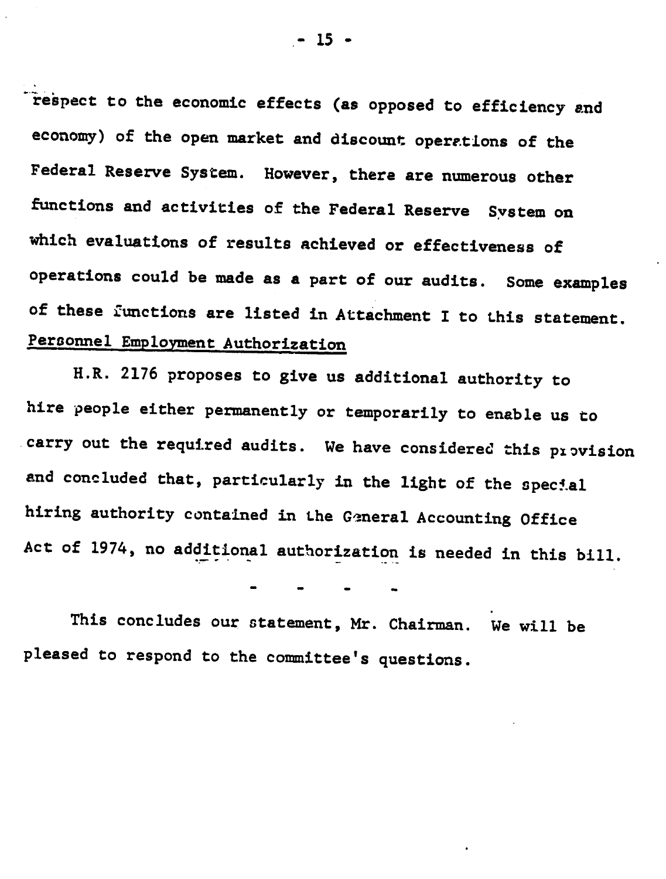respect to the economic effects (as opposed to efficiency and economy) of the open market and discount operations of the Federal Reserve System. However, there are numerous other functions and activities of the Federal Reserve System on which evaluations of results achieved or effectiveness of operations could be made as a part of our audits. Some examples of these functions are listed in Attachment I to this statement.

Personnel Employment Authorization

H.R. 2176 proposes to give us additional authority to hire people either permanently or temporarily to enable us to carry out the required audits. We have considered this provision and concluded that, particularly in the light of the special hiring authority contained in the General Accounting Office Act of 1974, no additional authorization is needed in this bill.

\- - - -

This concludes our statement, Mr. Chairman. We will be pleased to respond to the committee's questions.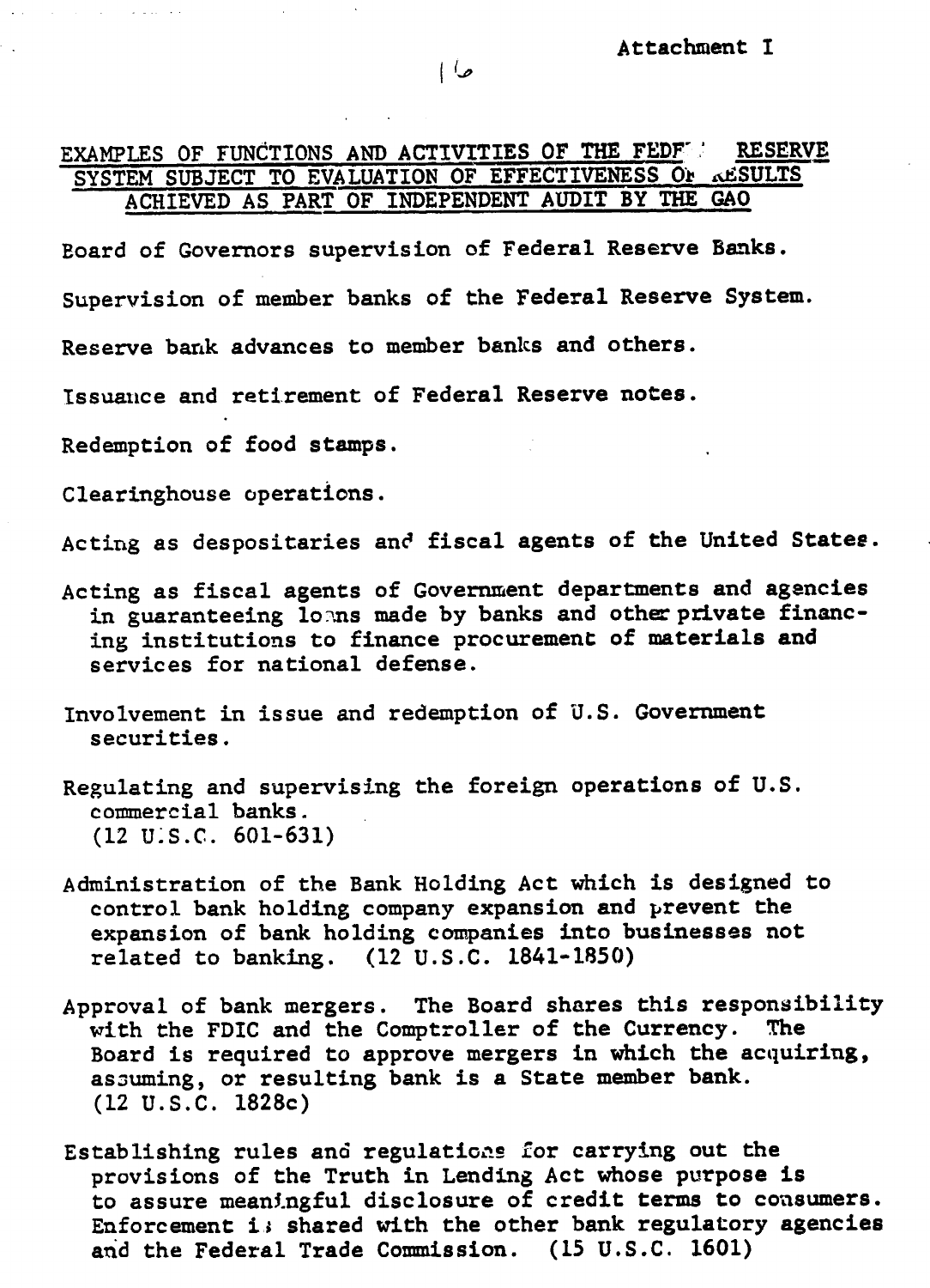Attachment I

## EXAMPLES OF FUNCTIONS AND ACTIVITIES OF THE FEDERAL RESERVE SYSTEM SUBJECT TO EVALUATION OF EFFECTIVENESS OF RESULTS ACHIEVED AS PART OF INDEPENDENT AUDIT BY THE GAO

Board of Governors supervision of Federal Reserve Banks.

Supervision of member banks of the Federal Reserve System.

Reserve bank advances to member banks and others.

Issuance and retirement of Federal Reserve notes.

Redemption of food stamps.

Clearinghouse operations.

Acting as despositaries and fiscal agents of the United States.

Acting as fiscal agents of Government departments and agencies in guaranteeing loans made by banks and other private financing institutions to finance procurement of materials and services for national defense.

Involvement in issue and redemption of U.S. Government securities.

Regulating and supervising the foreign operations of U.S. commercial banks. (12 U.S.C. 601-631)

Administration of the Bank Holding Act which is designed to control bank holding company expansion and prevent the expansion of bank holding companies into businesses not related to banking. (12 U.S.C. 1841-1850)

Approval of bank mergers. The Board shares this responsibility with the FDIC and the Comptroller of the Currency. The Board is required to approve mergers in which the acquiring, assuming, or resulting bank is a State member bank. (12 U.S.C. 1828c)

Establishing rules and regulations for carrying out the provisions of the Truth in Lending Act whose purpose is to assure meaningful disclosure of credit terms to consumers. Enforcement is shared with the other bank regulatory agencies and the Federal Trade Commission. (15 U.S.C. 1601)